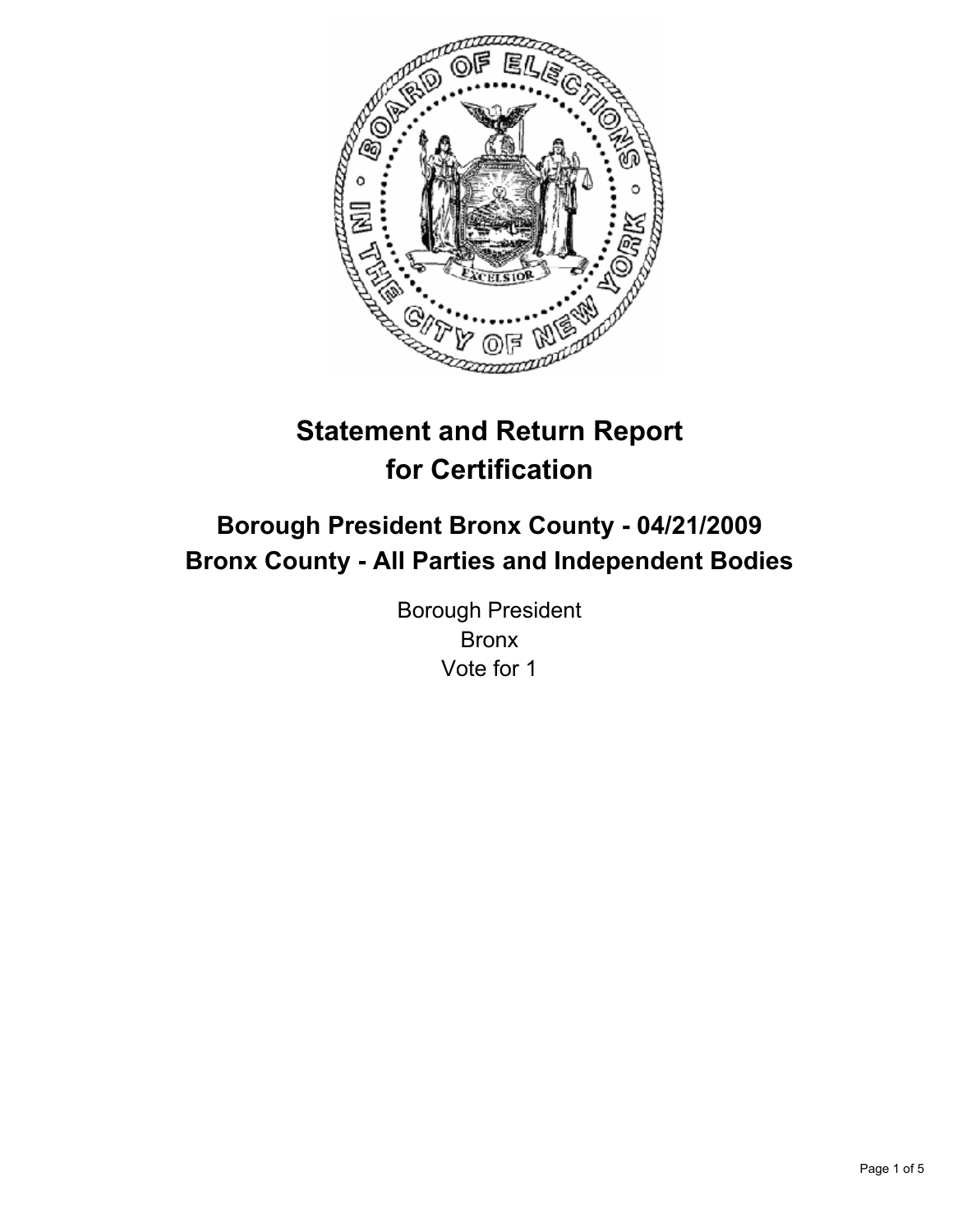# Statement and Return Report for Certification

## Borough President Bronx County - 04/21/2009
## Bronx County - All Parties and Independent Bodies

Borough President
Bronx
Vote for 1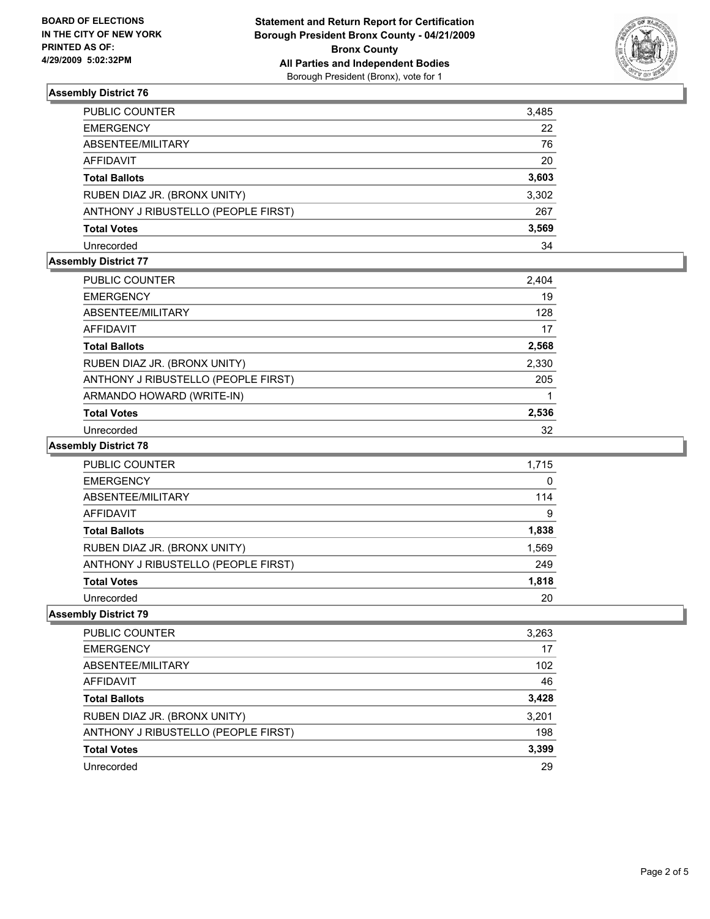**BOARD OF ELECTIONS IN THE CITY OF NEW YORK PRINTED AS OF: 4/29/2009 5:02:32PM**

**Statement and Return Report for Certification Borough President Bronx County - 04/21/2009 Bronx County All Parties and Independent Bodies**
Borough President (Bronx), vote for 1

### Assembly District 76

| | |
|---|---|
| PUBLIC COUNTER | 3,485 |
| EMERGENCY | 22 |
| ABSENTEE/MILITARY | 76 |
| AFFIDAVIT | 20 |
| **Total Ballots** | **3,603** |
| RUBEN DIAZ JR. (BRONX UNITY) | 3,302 |
| ANTHONY J RIBUSTELLO (PEOPLE FIRST) | 267 |
| **Total Votes** | **3,569** |
| Unrecorded | 34 |

### Assembly District 77

| | |
|---|---|
| PUBLIC COUNTER | 2,404 |
| EMERGENCY | 19 |
| ABSENTEE/MILITARY | 128 |
| AFFIDAVIT | 17 |
| **Total Ballots** | **2,568** |
| RUBEN DIAZ JR. (BRONX UNITY) | 2,330 |
| ANTHONY J RIBUSTELLO (PEOPLE FIRST) | 205 |
| ARMANDO HOWARD (WRITE-IN) | 1 |
| **Total Votes** | **2,536** |
| Unrecorded | 32 |

### Assembly District 78

| | |
|---|---|
| PUBLIC COUNTER | 1,715 |
| EMERGENCY | 0 |
| ABSENTEE/MILITARY | 114 |
| AFFIDAVIT | 9 |
| **Total Ballots** | **1,838** |
| RUBEN DIAZ JR. (BRONX UNITY) | 1,569 |
| ANTHONY J RIBUSTELLO (PEOPLE FIRST) | 249 |
| **Total Votes** | **1,818** |
| Unrecorded | 20 |

### Assembly District 79

| | |
|---|---|
| PUBLIC COUNTER | 3,263 |
| EMERGENCY | 17 |
| ABSENTEE/MILITARY | 102 |
| AFFIDAVIT | 46 |
| **Total Ballots** | **3,428** |
| RUBEN DIAZ JR. (BRONX UNITY) | 3,201 |
| ANTHONY J RIBUSTELLO (PEOPLE FIRST) | 198 |
| **Total Votes** | **3,399** |
| Unrecorded | 29 |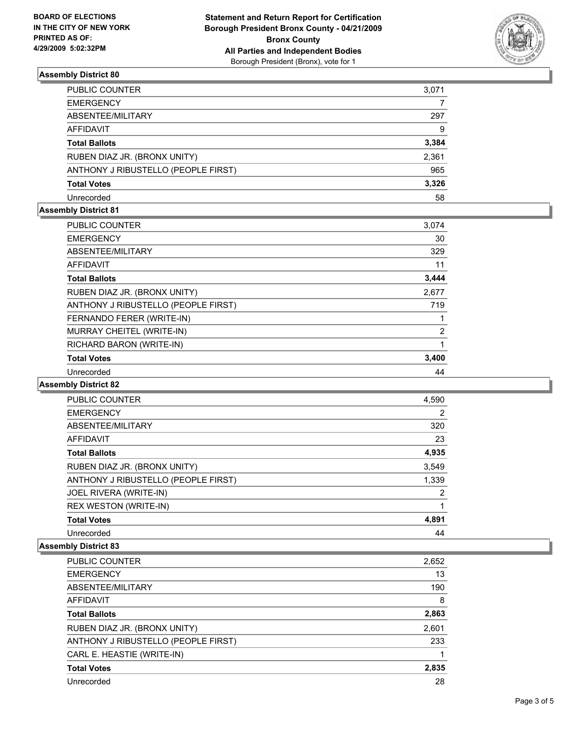**BOARD OF ELECTIONS IN THE CITY OF NEW YORK PRINTED AS OF: 4/29/2009 5:02:32PM**

**Statement and Return Report for Certification**
**Borough President Bronx County - 04/21/2009**
**Bronx County**
**All Parties and Independent Bodies**
Borough President (Bronx), vote for 1

### Assembly District 80

| | |
|---|---|
| PUBLIC COUNTER | 3,071 |
| EMERGENCY | 7 |
| ABSENTEE/MILITARY | 297 |
| AFFIDAVIT | 9 |
| **Total Ballots** | **3,384** |
| RUBEN DIAZ JR. (BRONX UNITY) | 2,361 |
| ANTHONY J RIBUSTELLO (PEOPLE FIRST) | 965 |
| **Total Votes** | **3,326** |
| Unrecorded | 58 |

### Assembly District 81

| | |
|---|---|
| PUBLIC COUNTER | 3,074 |
| EMERGENCY | 30 |
| ABSENTEE/MILITARY | 329 |
| AFFIDAVIT | 11 |
| **Total Ballots** | **3,444** |
| RUBEN DIAZ JR. (BRONX UNITY) | 2,677 |
| ANTHONY J RIBUSTELLO (PEOPLE FIRST) | 719 |
| FERNANDO FERER (WRITE-IN) | 1 |
| MURRAY CHEITEL (WRITE-IN) | 2 |
| RICHARD BARON (WRITE-IN) | 1 |
| **Total Votes** | **3,400** |
| Unrecorded | 44 |

### Assembly District 82

| | |
|---|---|
| PUBLIC COUNTER | 4,590 |
| EMERGENCY | 2 |
| ABSENTEE/MILITARY | 320 |
| AFFIDAVIT | 23 |
| **Total Ballots** | **4,935** |
| RUBEN DIAZ JR. (BRONX UNITY) | 3,549 |
| ANTHONY J RIBUSTELLO (PEOPLE FIRST) | 1,339 |
| JOEL RIVERA (WRITE-IN) | 2 |
| REX WESTON (WRITE-IN) | 1 |
| **Total Votes** | **4,891** |
| Unrecorded | 44 |

### Assembly District 83

| | |
|---|---|
| PUBLIC COUNTER | 2,652 |
| EMERGENCY | 13 |
| ABSENTEE/MILITARY | 190 |
| AFFIDAVIT | 8 |
| **Total Ballots** | **2,863** |
| RUBEN DIAZ JR. (BRONX UNITY) | 2,601 |
| ANTHONY J RIBUSTELLO (PEOPLE FIRST) | 233 |
| CARL E. HEASTIE (WRITE-IN) | 1 |
| **Total Votes** | **2,835** |
| Unrecorded | 28 |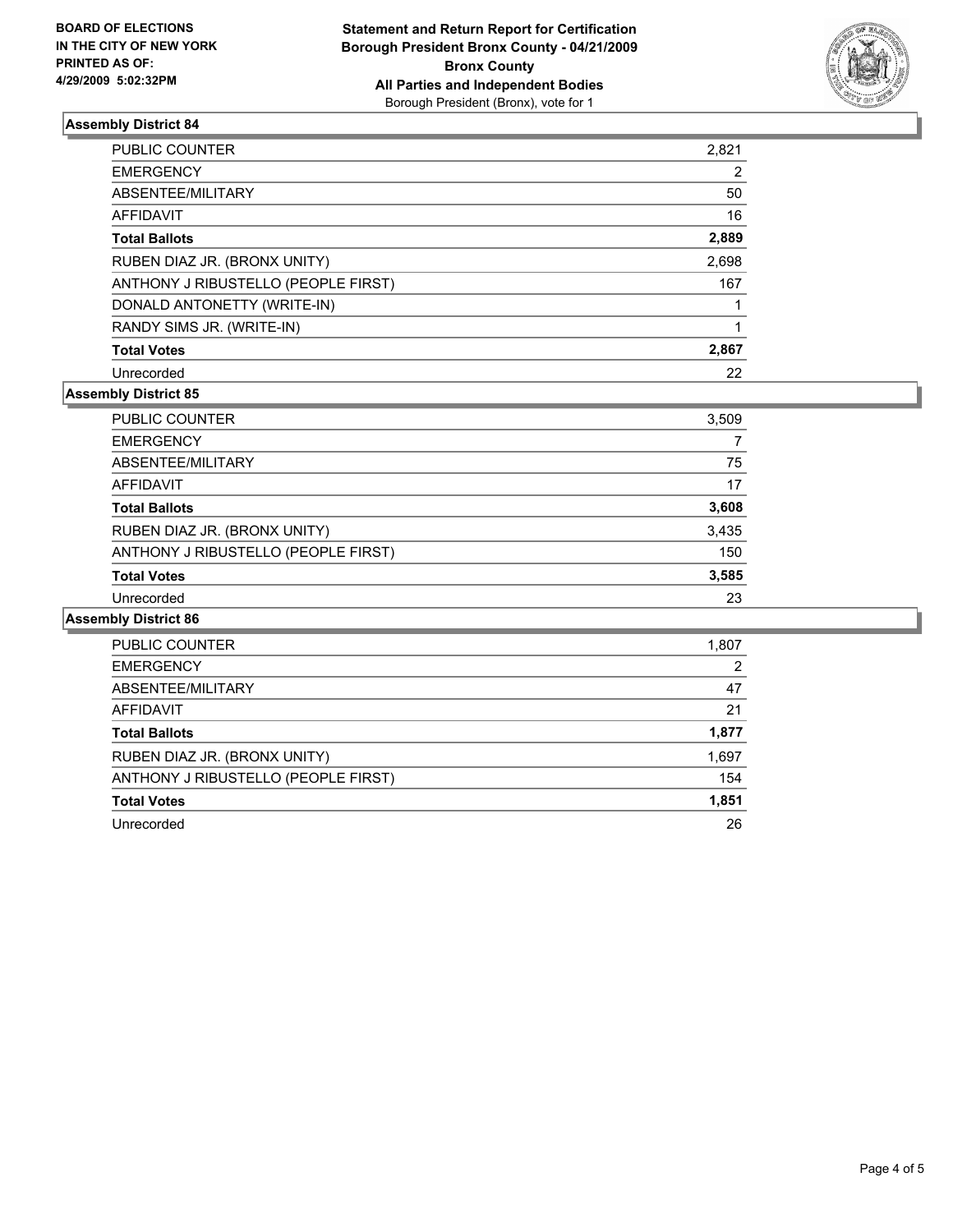**BOARD OF ELECTIONS IN THE CITY OF NEW YORK PRINTED AS OF: 4/29/2009 5:02:32PM**

**Statement and Return Report for Certification Borough President Bronx County - 04/21/2009 Bronx County All Parties and Independent Bodies**
Borough President (Bronx), vote for 1

### Assembly District 84

| | |
|---|---|
| PUBLIC COUNTER | 2,821 |
| EMERGENCY | 2 |
| ABSENTEE/MILITARY | 50 |
| AFFIDAVIT | 16 |
| **Total Ballots** | **2,889** |
| RUBEN DIAZ JR. (BRONX UNITY) | 2,698 |
| ANTHONY J RIBUSTELLO (PEOPLE FIRST) | 167 |
| DONALD ANTONETTY (WRITE-IN) | 1 |
| RANDY SIMS JR. (WRITE-IN) | 1 |
| **Total Votes** | **2,867** |
| Unrecorded | 22 |

### Assembly District 85

| | |
|---|---|
| PUBLIC COUNTER | 3,509 |
| EMERGENCY | 7 |
| ABSENTEE/MILITARY | 75 |
| AFFIDAVIT | 17 |
| **Total Ballots** | **3,608** |
| RUBEN DIAZ JR. (BRONX UNITY) | 3,435 |
| ANTHONY J RIBUSTELLO (PEOPLE FIRST) | 150 |
| **Total Votes** | **3,585** |
| Unrecorded | 23 |

### Assembly District 86

| | |
|---|---|
| PUBLIC COUNTER | 1,807 |
| EMERGENCY | 2 |
| ABSENTEE/MILITARY | 47 |
| AFFIDAVIT | 21 |
| **Total Ballots** | **1,877** |
| RUBEN DIAZ JR. (BRONX UNITY) | 1,697 |
| ANTHONY J RIBUSTELLO (PEOPLE FIRST) | 154 |
| **Total Votes** | **1,851** |
| Unrecorded | 26 |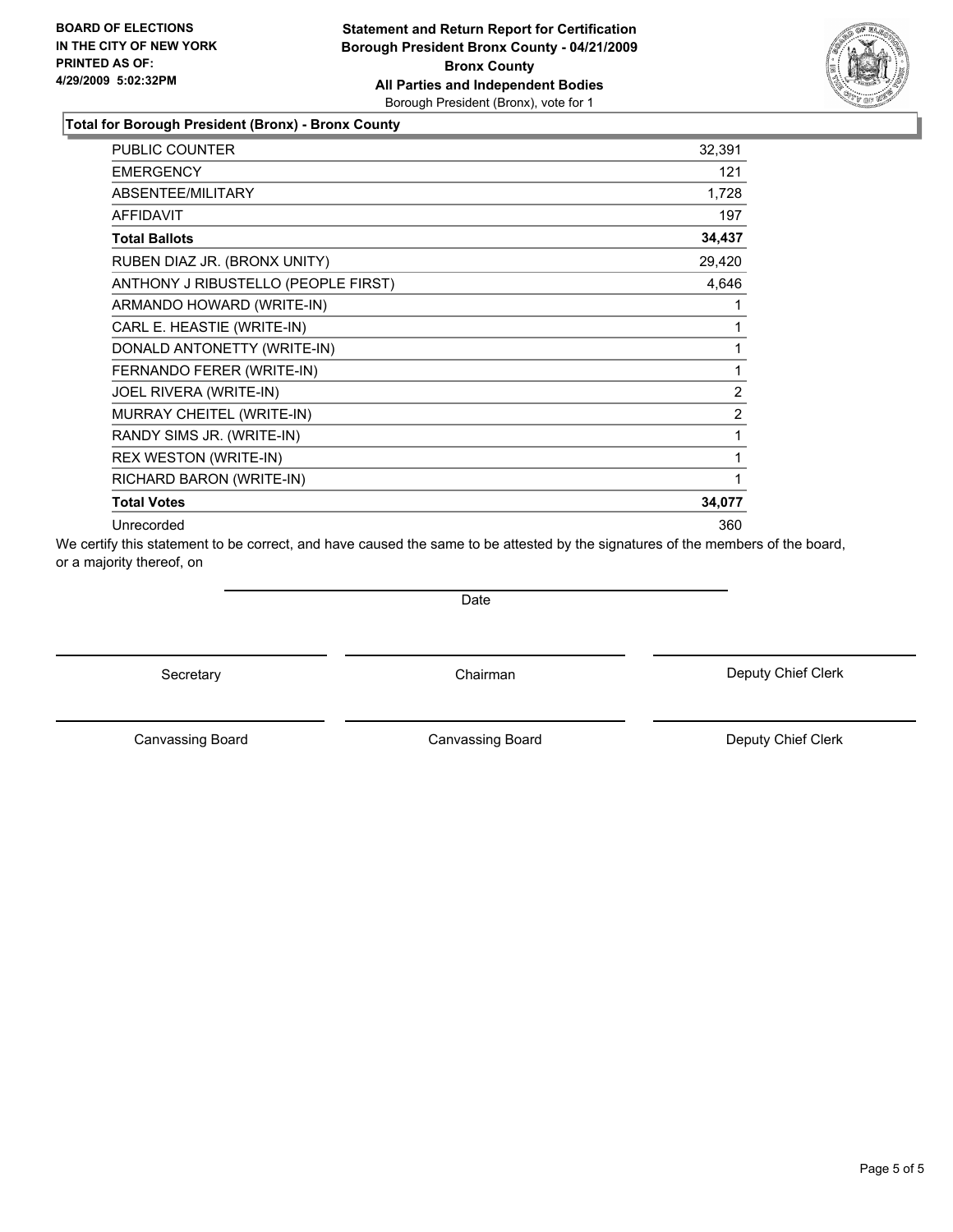**BOARD OF ELECTIONS IN THE CITY OF NEW YORK PRINTED AS OF: 4/29/2009 5:02:32PM**

**Statement and Return Report for Certification Borough President Bronx County - 04/21/2009 Bronx County All Parties and Independent Bodies**
Borough President (Bronx), vote for 1

### Total for Borough President (Bronx) - Bronx County

| | |
|---|---|
| PUBLIC COUNTER | 32,391 |
| EMERGENCY | 121 |
| ABSENTEE/MILITARY | 1,728 |
| AFFIDAVIT | 197 |
| **Total Ballots** | **34,437** |
| RUBEN DIAZ JR. (BRONX UNITY) | 29,420 |
| ANTHONY J RIBUSTELLO (PEOPLE FIRST) | 4,646 |
| ARMANDO HOWARD (WRITE-IN) | 1 |
| CARL E. HEASTIE (WRITE-IN) | 1 |
| DONALD ANTONETTY (WRITE-IN) | 1 |
| FERNANDO FERER (WRITE-IN) | 1 |
| JOEL RIVERA (WRITE-IN) | 2 |
| MURRAY CHEITEL (WRITE-IN) | 2 |
| RANDY SIMS JR. (WRITE-IN) | 1 |
| REX WESTON (WRITE-IN) | 1 |
| RICHARD BARON (WRITE-IN) | 1 |
| **Total Votes** | **34,077** |
| Unrecorded | 360 |

We certify this statement to be correct, and have caused the same to be attested by the signatures of the members of the board, or a majority thereof, on

Date

Secretary | Chairman | Deputy Chief Clerk

Canvassing Board | Canvassing Board | Deputy Chief Clerk